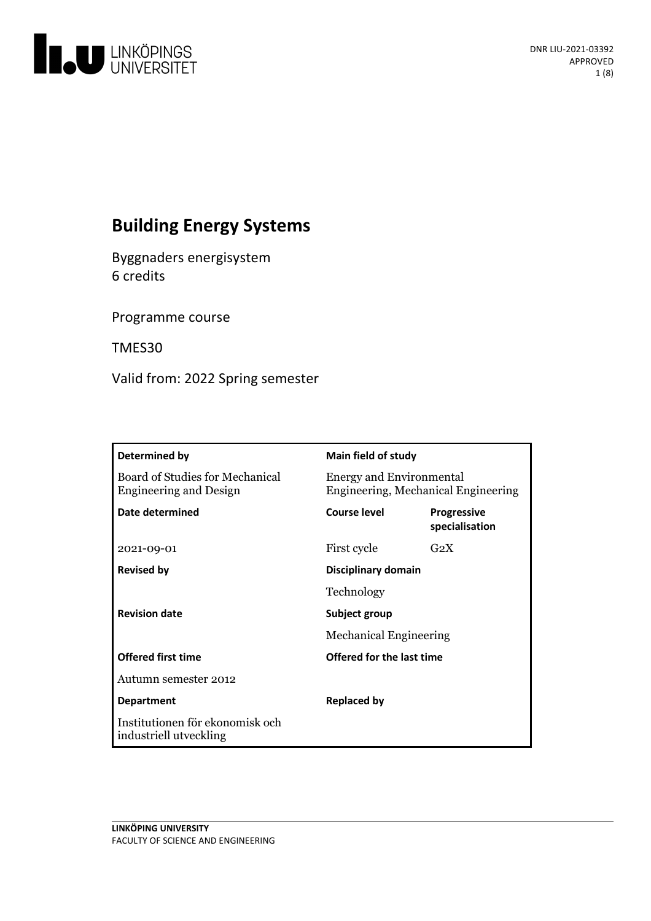# Building Energy Systems

Byggnaders energisystem
6 credits

Programme course

TMES30

Valid from: 2022 Spring semester

| Determined by | Main field of study | |
|---|---|---|
| Board of Studies for Mechanical Engineering and Design | Energy and Environmental Engineering, Mechanical Engineering | |
| **Date determined** | **Course level** | **Progressive specialisation** |
| 2021-09-01 | First cycle | G2X |
| **Revised by** | **Disciplinary domain** | |
| | Technology | |
| **Revision date** | **Subject group** | |
| | Mechanical Engineering | |
| **Offered first time** | **Offered for the last time** | |
| Autumn semester 2012 | | |
| **Department** | **Replaced by** | |
| Institutionen för ekonomisk och industriell utveckling | | |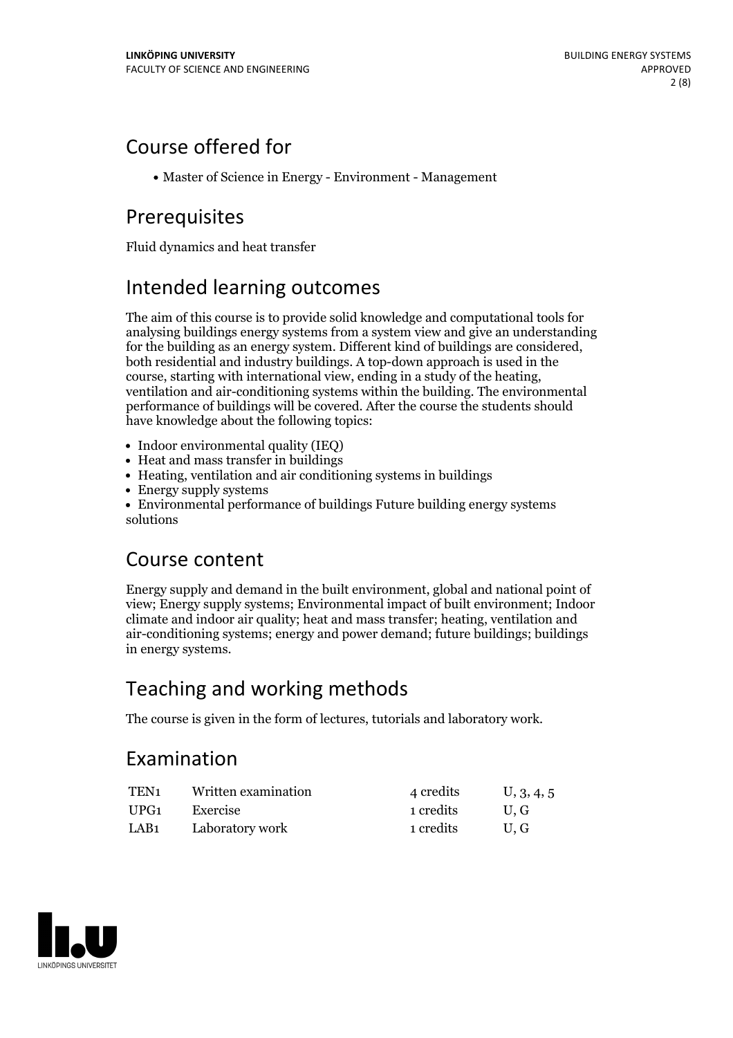## Course offered for

- Master of Science in Energy - Environment - Management

## Prerequisites

Fluid dynamics and heat transfer

## Intended learning outcomes

The aim of this course is to provide solid knowledge and computational tools for analysing buildings energy systems from a system view and give an understanding for the building as an energy system. Different kind of buildings are considered, both residential and industry buildings. A top-down approach is used in the course, starting with international view, ending in a study of the heating, ventilation and air-conditioning systems within the building. The environmental performance of buildings will be covered. After the course the students should have knowledge about the following topics:

- Indoor environmental quality (IEQ)
- Heat and mass transfer in buildings
- Heating, ventilation and air conditioning systems in buildings
- Energy supply systems
- Environmental performance of buildings Future building energy systems solutions

## Course content

Energy supply and demand in the built environment, global and national point of view; Energy supply systems; Environmental impact of built environment; Indoor climate and indoor air quality; heat and mass transfer; heating, ventilation and air-conditioning systems; energy and power demand; future buildings; buildings in energy systems.

## Teaching and working methods

The course is given in the form of lectures, tutorials and laboratory work.

## Examination

| | | | |
|---|---|---|---|
| TEN1 | Written examination | 4 credits | U, 3, 4, 5 |
| UPG1 | Exercise | 1 credits | U, G |
| LAB1 | Laboratory work | 1 credits | U, G |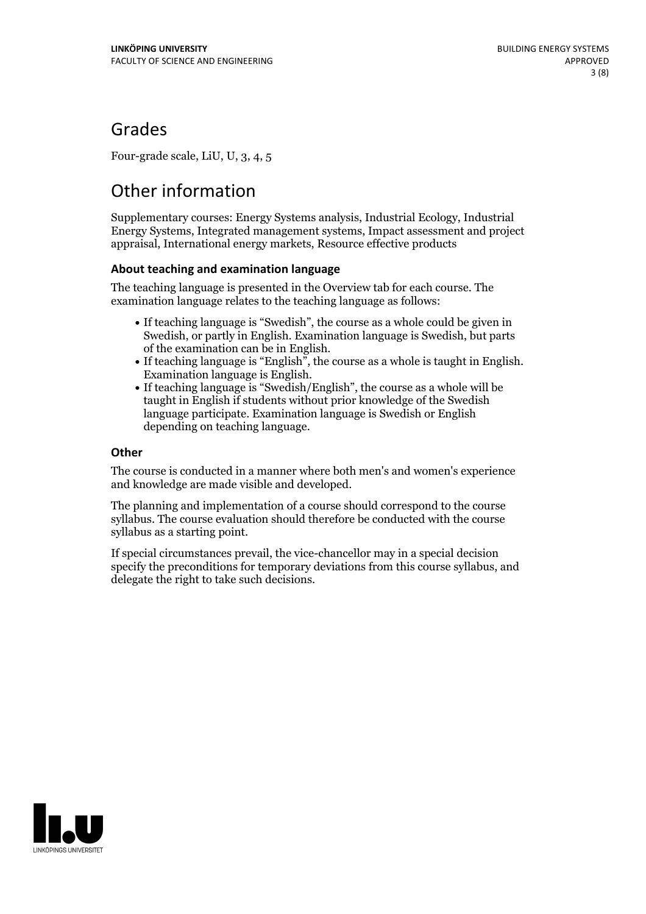## Grades

Four-grade scale, LiU, U, 3, 4, 5

## Other information

Supplementary courses: Energy Systems analysis, Industrial Ecology, Industrial Energy Systems, Integrated management systems, Impact assessment and project appraisal, International energy markets, Resource effective products

### About teaching and examination language

The teaching language is presented in the Overview tab for each course. The examination language relates to the teaching language as follows:

- If teaching language is "Swedish", the course as a whole could be given in Swedish, or partly in English. Examination language is Swedish, but parts of the examination can be in English.
- If teaching language is "English", the course as a whole is taught in English. Examination language is English.
- If teaching language is "Swedish/English", the course as a whole will be taught in English if students without prior knowledge of the Swedish language participate. Examination language is Swedish or English depending on teaching language.

### Other

The course is conducted in a manner where both men's and women's experience and knowledge are made visible and developed.

The planning and implementation of a course should correspond to the course syllabus. The course evaluation should therefore be conducted with the course syllabus as a starting point.

If special circumstances prevail, the vice-chancellor may in a special decision specify the preconditions for temporary deviations from this course syllabus, and delegate the right to take such decisions.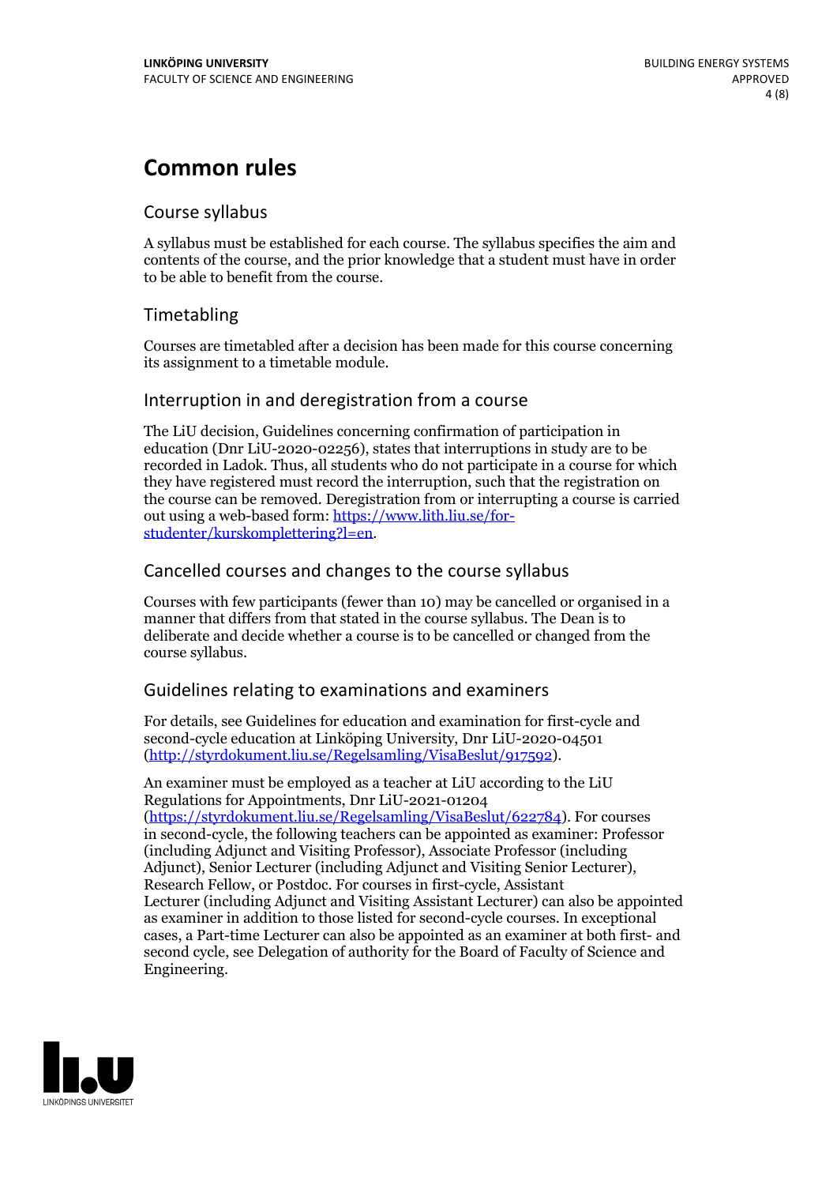# Common rules

## Course syllabus

A syllabus must be established for each course. The syllabus specifies the aim and contents of the course, and the prior knowledge that a student must have in order to be able to benefit from the course.

## Timetabling

Courses are timetabled after a decision has been made for this course concerning its assignment to a timetable module.

## Interruption in and deregistration from a course

The LiU decision, Guidelines concerning confirmation of participation in education (Dnr LiU-2020-02256), states that interruptions in study are to be recorded in Ladok. Thus, all students who do not participate in a course for which they have registered must record the interruption, such that the registration on the course can be removed. Deregistration from or interrupting a course is carried out using a web-based form: https://www.lith.liu.se/for-studenter/kurskomplettering?l=en.

## Cancelled courses and changes to the course syllabus

Courses with few participants (fewer than 10) may be cancelled or organised in a manner that differs from that stated in the course syllabus. The Dean is to deliberate and decide whether a course is to be cancelled or changed from the course syllabus.

## Guidelines relating to examinations and examiners

For details, see Guidelines for education and examination for first-cycle and second-cycle education at Linköping University, Dnr LiU-2020-04501 (http://styrdokument.liu.se/Regelsamling/VisaBeslut/917592).

An examiner must be employed as a teacher at LiU according to the LiU Regulations for Appointments, Dnr LiU-2021-01204 (https://styrdokument.liu.se/Regelsamling/VisaBeslut/622784). For courses in second-cycle, the following teachers can be appointed as examiner: Professor (including Adjunct and Visiting Professor), Associate Professor (including Adjunct), Senior Lecturer (including Adjunct and Visiting Senior Lecturer), Research Fellow, or Postdoc. For courses in first-cycle, Assistant Lecturer (including Adjunct and Visiting Assistant Lecturer) can also be appointed as examiner in addition to those listed for second-cycle courses. In exceptional cases, a Part-time Lecturer can also be appointed as an examiner at both first- and second cycle, see Delegation of authority for the Board of Faculty of Science and Engineering.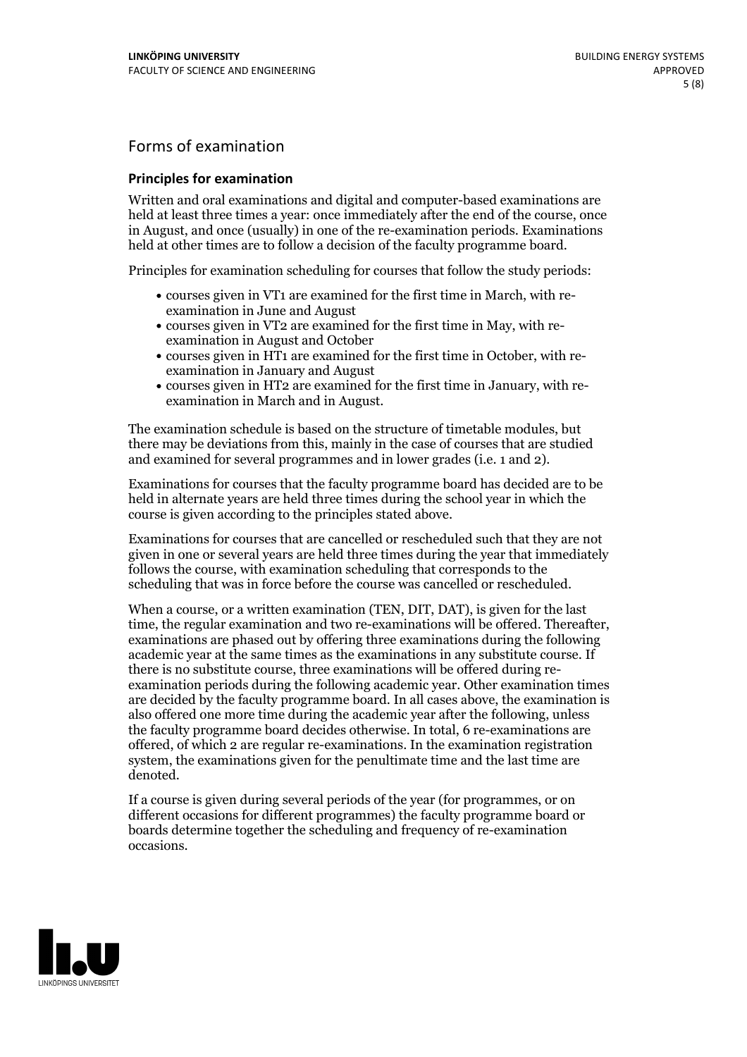## Forms of examination

### Principles for examination

Written and oral examinations and digital and computer-based examinations are held at least three times a year: once immediately after the end of the course, once in August, and once (usually) in one of the re-examination periods. Examinations held at other times are to follow a decision of the faculty programme board.

Principles for examination scheduling for courses that follow the study periods:

- courses given in VT1 are examined for the first time in March, with re-examination in June and August
- courses given in VT2 are examined for the first time in May, with re-examination in August and October
- courses given in HT1 are examined for the first time in October, with re-examination in January and August
- courses given in HT2 are examined for the first time in January, with re-examination in March and in August.

The examination schedule is based on the structure of timetable modules, but there may be deviations from this, mainly in the case of courses that are studied and examined for several programmes and in lower grades (i.e. 1 and 2).

Examinations for courses that the faculty programme board has decided are to be held in alternate years are held three times during the school year in which the course is given according to the principles stated above.

Examinations for courses that are cancelled or rescheduled such that they are not given in one or several years are held three times during the year that immediately follows the course, with examination scheduling that corresponds to the scheduling that was in force before the course was cancelled or rescheduled.

When a course, or a written examination (TEN, DIT, DAT), is given for the last time, the regular examination and two re-examinations will be offered. Thereafter, examinations are phased out by offering three examinations during the following academic year at the same times as the examinations in any substitute course. If there is no substitute course, three examinations will be offered during re-examination periods during the following academic year. Other examination times are decided by the faculty programme board. In all cases above, the examination is also offered one more time during the academic year after the following, unless the faculty programme board decides otherwise. In total, 6 re-examinations are offered, of which 2 are regular re-examinations. In the examination registration system, the examinations given for the penultimate time and the last time are denoted.

If a course is given during several periods of the year (for programmes, or on different occasions for different programmes) the faculty programme board or boards determine together the scheduling and frequency of re-examination occasions.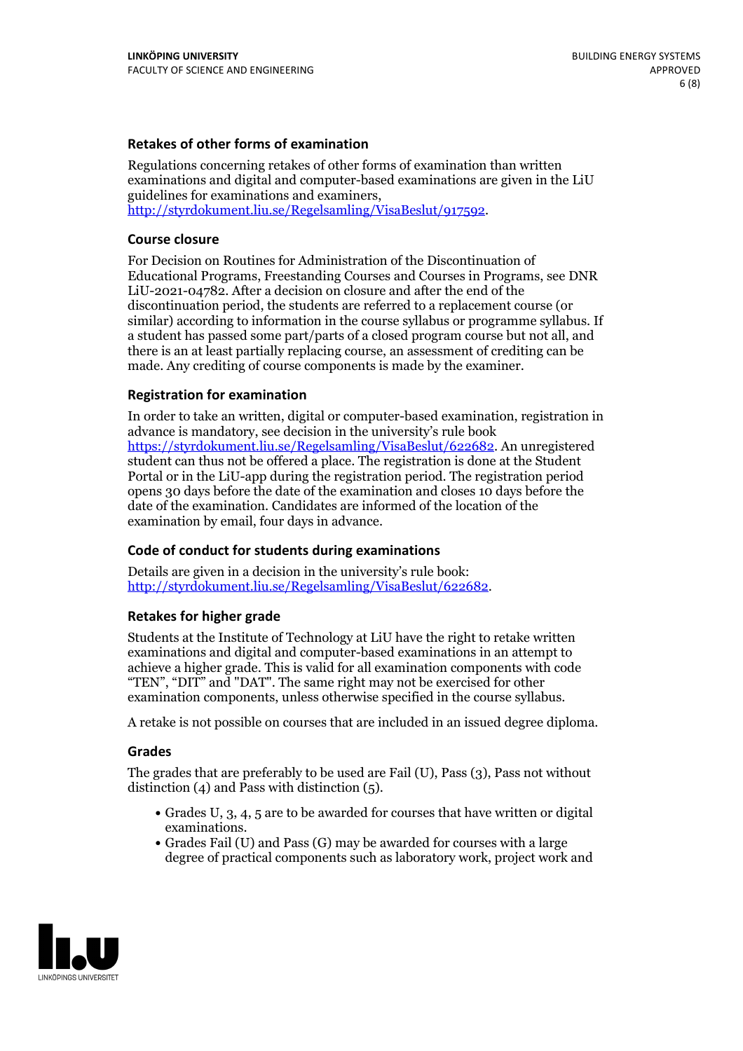### Retakes of other forms of examination

Regulations concerning retakes of other forms of examination than written examinations and digital and computer-based examinations are given in the LiU guidelines for examinations and examiners, http://styrdokument.liu.se/Regelsamling/VisaBeslut/917592.

### Course closure

For Decision on Routines for Administration of the Discontinuation of Educational Programs, Freestanding Courses and Courses in Programs, see DNR LiU-2021-04782. After a decision on closure and after the end of the discontinuation period, the students are referred to a replacement course (or similar) according to information in the course syllabus or programme syllabus. If a student has passed some part/parts of a closed program course but not all, and there is an at least partially replacing course, an assessment of crediting can be made. Any crediting of course components is made by the examiner.

### Registration for examination

In order to take an written, digital or computer-based examination, registration in advance is mandatory, see decision in the university's rule book https://styrdokument.liu.se/Regelsamling/VisaBeslut/622682. An unregistered student can thus not be offered a place. The registration is done at the Student Portal or in the LiU-app during the registration period. The registration period opens 30 days before the date of the examination and closes 10 days before the date of the examination. Candidates are informed of the location of the examination by email, four days in advance.

### Code of conduct for students during examinations

Details are given in a decision in the university's rule book: http://styrdokument.liu.se/Regelsamling/VisaBeslut/622682.

### Retakes for higher grade

Students at the Institute of Technology at LiU have the right to retake written examinations and digital and computer-based examinations in an attempt to achieve a higher grade. This is valid for all examination components with code "TEN", "DIT" and "DAT". The same right may not be exercised for other examination components, unless otherwise specified in the course syllabus.

A retake is not possible on courses that are included in an issued degree diploma.

### Grades

The grades that are preferably to be used are Fail (U), Pass (3), Pass not without distinction (4) and Pass with distinction (5).

- Grades U, 3, 4, 5 are to be awarded for courses that have written or digital examinations.
- Grades Fail (U) and Pass (G) may be awarded for courses with a large degree of practical components such as laboratory work, project work and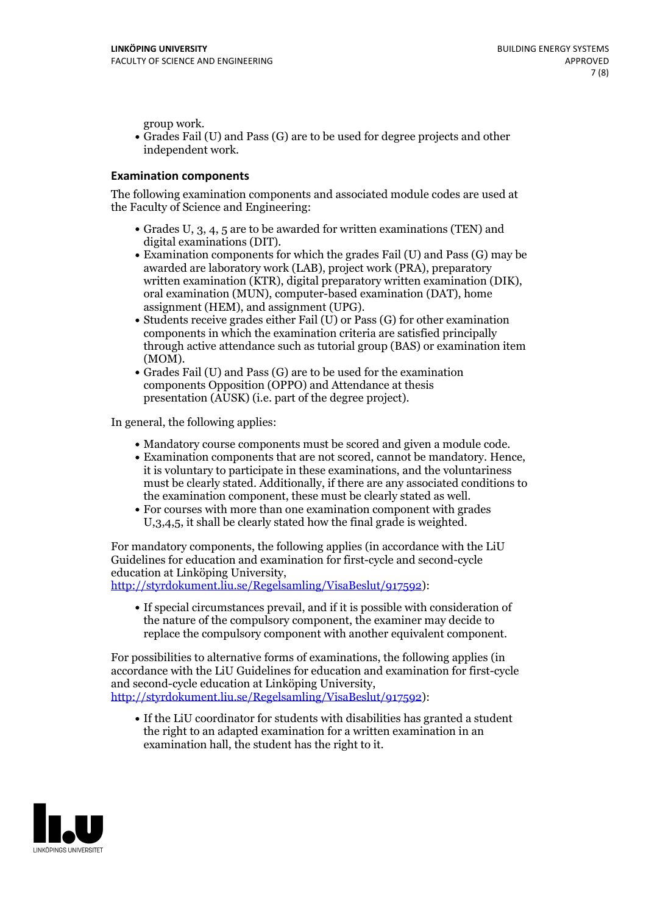group work.
- Grades Fail (U) and Pass (G) are to be used for degree projects and other independent work.

### Examination components

The following examination components and associated module codes are used at the Faculty of Science and Engineering:

- Grades U, 3, 4, 5 are to be awarded for written examinations (TEN) and digital examinations (DIT).
- Examination components for which the grades Fail (U) and Pass (G) may be awarded are laboratory work (LAB), project work (PRA), preparatory written examination (KTR), digital preparatory written examination (DIK), oral examination (MUN), computer-based examination (DAT), home assignment (HEM), and assignment (UPG).
- Students receive grades either Fail (U) or Pass (G) for other examination components in which the examination criteria are satisfied principally through active attendance such as tutorial group (BAS) or examination item (MOM).
- Grades Fail (U) and Pass (G) are to be used for the examination components Opposition (OPPO) and Attendance at thesis presentation (AUSK) (i.e. part of the degree project).

In general, the following applies:

- Mandatory course components must be scored and given a module code.
- Examination components that are not scored, cannot be mandatory. Hence, it is voluntary to participate in these examinations, and the voluntariness must be clearly stated. Additionally, if there are any associated conditions to the examination component, these must be clearly stated as well.
- For courses with more than one examination component with grades U,3,4,5, it shall be clearly stated how the final grade is weighted.

For mandatory components, the following applies (in accordance with the LiU Guidelines for education and examination for first-cycle and second-cycle education at Linköping University, http://styrdokument.liu.se/Regelsamling/VisaBeslut/917592):

- If special circumstances prevail, and if it is possible with consideration of the nature of the compulsory component, the examiner may decide to replace the compulsory component with another equivalent component.

For possibilities to alternative forms of examinations, the following applies (in accordance with the LiU Guidelines for education and examination for first-cycle and second-cycle education at Linköping University, http://styrdokument.liu.se/Regelsamling/VisaBeslut/917592):

- If the LiU coordinator for students with disabilities has granted a student the right to an adapted examination for a written examination in an examination hall, the student has the right to it.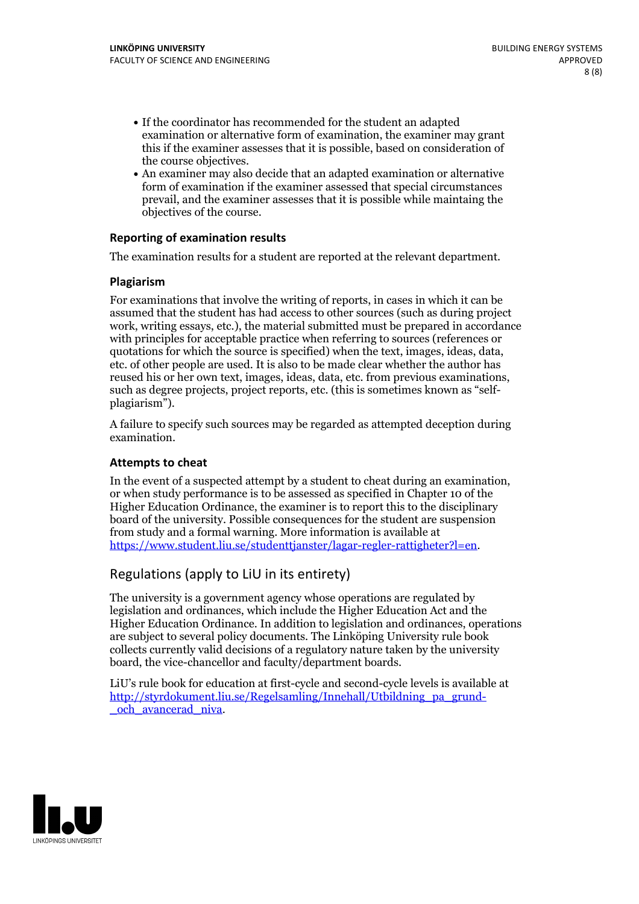- If the coordinator has recommended for the student an adapted examination or alternative form of examination, the examiner may grant this if the examiner assesses that it is possible, based on consideration of the course objectives.
- An examiner may also decide that an adapted examination or alternative form of examination if the examiner assessed that special circumstances prevail, and the examiner assesses that it is possible while maintaing the objectives of the course.

### Reporting of examination results

The examination results for a student are reported at the relevant department.

### Plagiarism

For examinations that involve the writing of reports, in cases in which it can be assumed that the student has had access to other sources (such as during project work, writing essays, etc.), the material submitted must be prepared in accordance with principles for acceptable practice when referring to sources (references or quotations for which the source is specified) when the text, images, ideas, data, etc. of other people are used. It is also to be made clear whether the author has reused his or her own text, images, ideas, data, etc. from previous examinations, such as degree projects, project reports, etc. (this is sometimes known as "self-plagiarism").

A failure to specify such sources may be regarded as attempted deception during examination.

### Attempts to cheat

In the event of a suspected attempt by a student to cheat during an examination, or when study performance is to be assessed as specified in Chapter 10 of the Higher Education Ordinance, the examiner is to report this to the disciplinary board of the university. Possible consequences for the student are suspension from study and a formal warning. More information is available at https://www.student.liu.se/studenttjanster/lagar-regler-rattigheter?l=en.

## Regulations (apply to LiU in its entirety)

The university is a government agency whose operations are regulated by legislation and ordinances, which include the Higher Education Act and the Higher Education Ordinance. In addition to legislation and ordinances, operations are subject to several policy documents. The Linköping University rule book collects currently valid decisions of a regulatory nature taken by the university board, the vice-chancellor and faculty/department boards.

LiU's rule book for education at first-cycle and second-cycle levels is available at http://styrdokument.liu.se/Regelsamling/Innehall/Utbildning_pa_grund-_och_avancerad_niva.